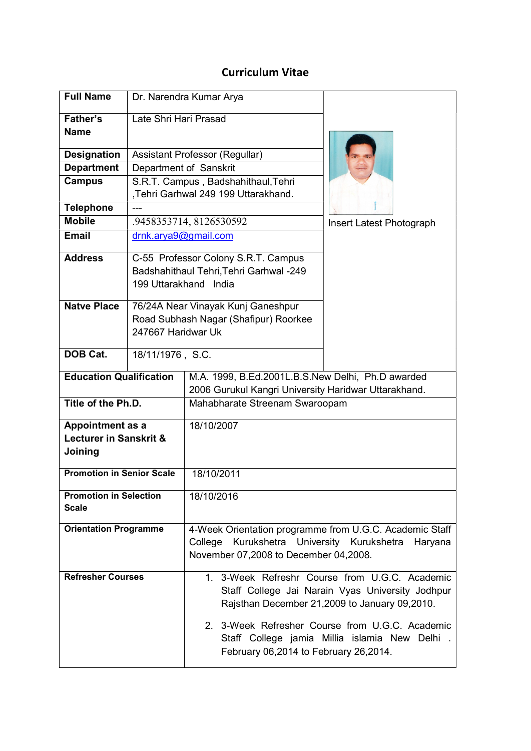# Curriculum Vitae

| | | |
|---|---|---|
| **Full Name** | Dr. Narendra Kumar Arya | Insert Latest Photograph |
| **Father's Name** | Late Shri Hari Prasad | |
| **Designation** | Assistant Professor (Regullar) | |
| **Department** | Department of Sanskrit | |
| **Campus** | S.R.T. Campus , Badshahithaul,Tehri ,Tehri Garhwal 249 199 Uttarakhand. | |
| **Telephone** | --- | |
| **Mobile** | .9458353714, 8126530592 | |
| **Email** | drnk.arya9@gmail.com | |
| **Address** | C-55 Professor Colony S.R.T. Campus Badshahithaul Tehri,Tehri Garhwal -249 199 Uttarakhand India | |
| **Natve Place** | 76/24A Near Vinayak Kunj Ganeshpur Road Subhash Nagar (Shafipur) Roorkee 247667 Haridwar Uk | |
| **DOB Cat.** | 18/11/1976 , S.C. | |

| | |
|---|---|
| **Education Qualification** | M.A. 1999, B.Ed.2001L.B.S.New Delhi, Ph.D awarded 2006 Gurukul Kangri University Haridwar Uttarakhand. |
| **Title of the Ph.D.** | Mahabharate Streenam Swaroopam |
| **Appointment as a Lecturer in Sanskrit & Joining** | 18/10/2007 |
| **Promotion in Senior Scale** | 18/10/2011 |
| **Promotion in Selection Scale** | 18/10/2016 |
| **Orientation Programme** | 4-Week Orientation programme from U.G.C. Academic Staff College Kurukshetra University Kurukshetra Haryana November 07,2008 to December 04,2008. |
| **Refresher Courses** | 1. 3-Week Refreshr Course from U.G.C. Academic Staff College Jai Narain Vyas University Jodhpur Rajsthan December 21,2009 to January 09,2010. <br> 2. 3-Week Refresher Course from U.G.C. Academic Staff College jamia Millia islamia New Delhi . February 06,2014 to February 26,2014. |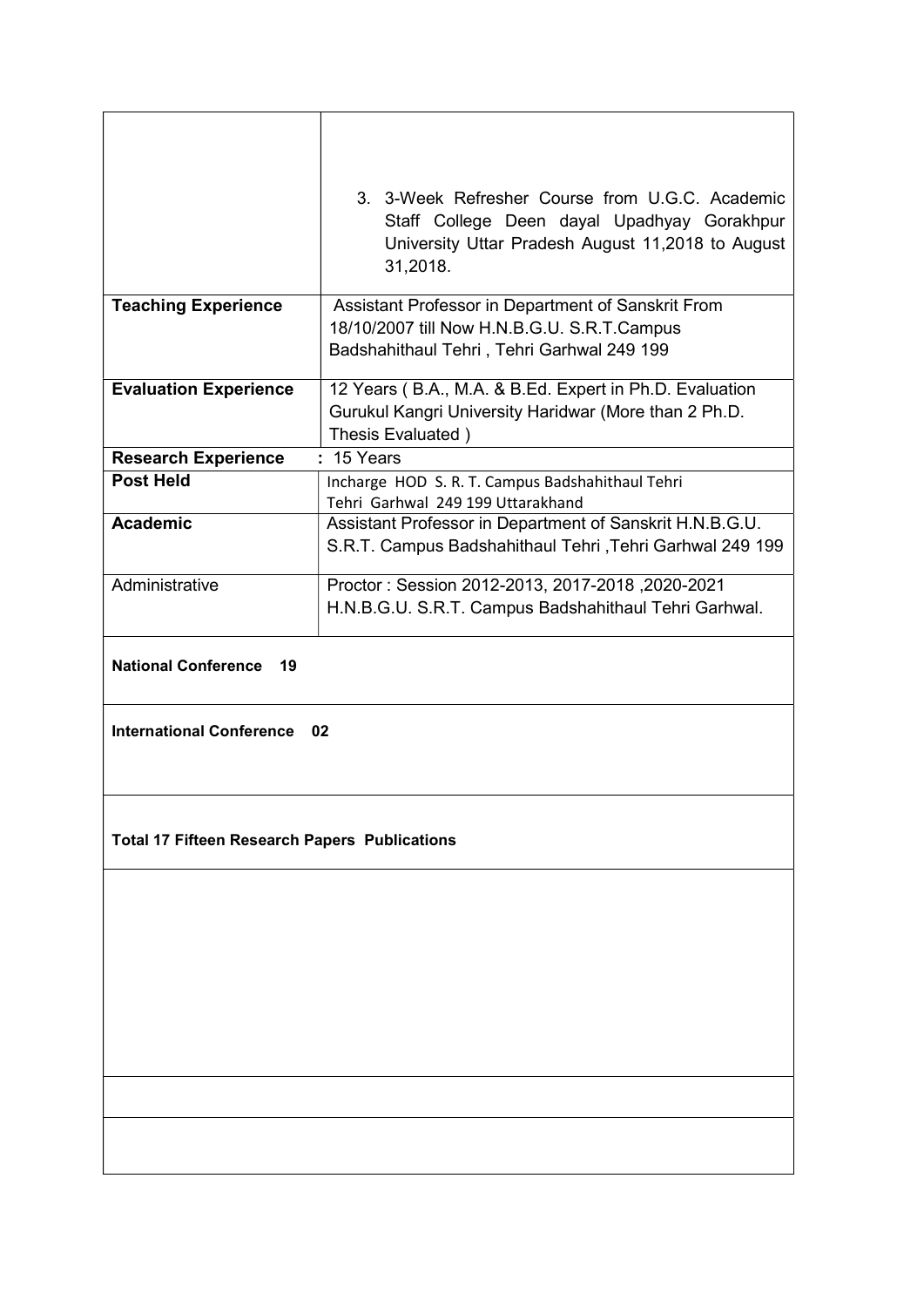| | |
|---|---|
| | 3. 3-Week Refresher Course from U.G.C. Academic Staff College Deen dayal Upadhyay Gorakhpur University Uttar Pradesh August 11,2018 to August 31,2018. |
| **Teaching Experience** | Assistant Professor in Department of Sanskrit From 18/10/2007 till Now H.N.B.G.U. S.R.T.Campus Badshahithaul Tehri , Tehri Garhwal 249 199 |
| **Evaluation Experience** | 12 Years ( B.A., M.A. & B.Ed. Expert in Ph.D. Evaluation Gurukul Kangri University Haridwar (More than 2 Ph.D. Thesis Evaluated ) |
| **Research Experience** | : 15 Years |
| **Post Held** | Incharge HOD S. R. T. Campus Badshahithaul Tehri Tehri Garhwal 249 199 Uttarakhand |
| **Academic** | Assistant Professor in Department of Sanskrit H.N.B.G.U. S.R.T. Campus Badshahithaul Tehri ,Tehri Garhwal 249 199 |
| Administrative | Proctor : Session 2012-2013, 2017-2018 ,2020-2021 H.N.B.G.U. S.R.T. Campus Badshahithaul Tehri Garhwal. |

**National Conference 19**

**International Conference 02**

**Total 17 Fifteen Research Papers Publications**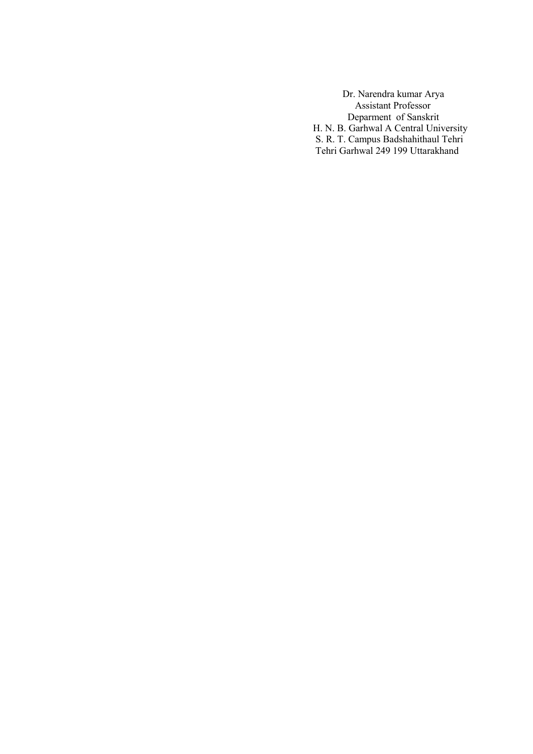Dr. Narendra kumar Arya
Assistant Professor
Deparment of Sanskrit
H. N. B. Garhwal A Central University
S. R. T. Campus Badshahithaul Tehri
Tehri Garhwal 249 199 Uttarakhand